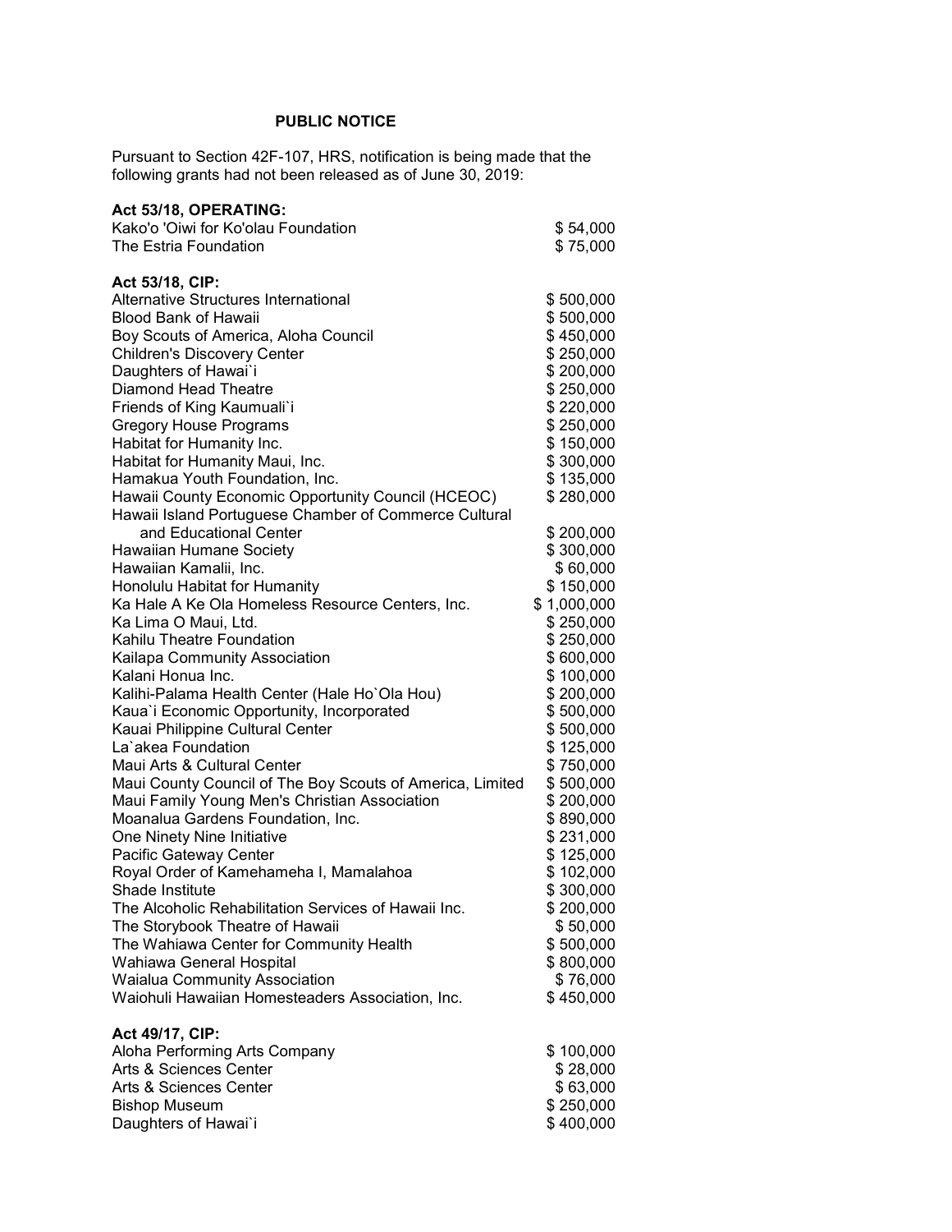# PUBLIC NOTICE

Pursuant to Section 42F-107, HRS, notification is being made that the following grants had not been released as of June 30, 2019:

**Act 53/18, OPERATING:**

| | |
|---|---|
| Kako'o 'Oiwi for Ko'olau Foundation | $ 54,000 |
| The Estria Foundation | $ 75,000 |

**Act 53/18, CIP:**

| | |
|---|---|
| Alternative Structures International | $ 500,000 |
| Blood Bank of Hawaii | $ 500,000 |
| Boy Scouts of America, Aloha Council | $ 450,000 |
| Children's Discovery Center | $ 250,000 |
| Daughters of Hawai`i | $ 200,000 |
| Diamond Head Theatre | $ 250,000 |
| Friends of King Kaumuali`i | $ 220,000 |
| Gregory House Programs | $ 250,000 |
| Habitat for Humanity Inc. | $ 150,000 |
| Habitat for Humanity Maui, Inc. | $ 300,000 |
| Hamakua Youth Foundation, Inc. | $ 135,000 |
| Hawaii County Economic Opportunity Council (HCEOC) | $ 280,000 |
| Hawaii Island Portuguese Chamber of Commerce Cultural and Educational Center | $ 200,000 |
| Hawaiian Humane Society | $ 300,000 |
| Hawaiian Kamalii, Inc. | $ 60,000 |
| Honolulu Habitat for Humanity | $ 150,000 |
| Ka Hale A Ke Ola Homeless Resource Centers, Inc. | $ 1,000,000 |
| Ka Lima O Maui, Ltd. | $ 250,000 |
| Kahilu Theatre Foundation | $ 250,000 |
| Kailapa Community Association | $ 600,000 |
| Kalani Honua Inc. | $ 100,000 |
| Kalihi-Palama Health Center (Hale Ho`Ola Hou) | $ 200,000 |
| Kaua`i Economic Opportunity, Incorporated | $ 500,000 |
| Kauai Philippine Cultural Center | $ 500,000 |
| La`akea Foundation | $ 125,000 |
| Maui Arts & Cultural Center | $ 750,000 |
| Maui County Council of The Boy Scouts of America, Limited | $ 500,000 |
| Maui Family Young Men's Christian Association | $ 200,000 |
| Moanalua Gardens Foundation, Inc. | $ 890,000 |
| One Ninety Nine Initiative | $ 231,000 |
| Pacific Gateway Center | $ 125,000 |
| Royal Order of Kamehameha I, Mamalahoa | $ 102,000 |
| Shade Institute | $ 300,000 |
| The Alcoholic Rehabilitation Services of Hawaii Inc. | $ 200,000 |
| The Storybook Theatre of Hawaii | $ 50,000 |
| The Wahiawa Center for Community Health | $ 500,000 |
| Wahiawa General Hospital | $ 800,000 |
| Waialua Community Association | $ 76,000 |
| Waiohuli Hawaiian Homesteaders Association, Inc. | $ 450,000 |

**Act 49/17, CIP:**

| | |
|---|---|
| Aloha Performing Arts Company | $ 100,000 |
| Arts & Sciences Center | $ 28,000 |
| Arts & Sciences Center | $ 63,000 |
| Bishop Museum | $ 250,000 |
| Daughters of Hawai`i | $ 400,000 |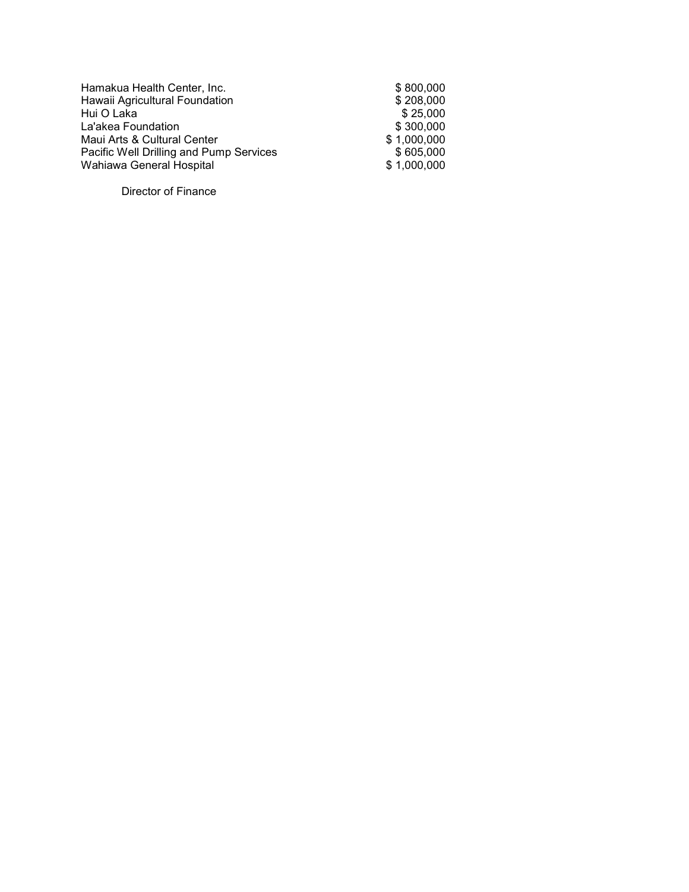| | |
|---|---|
| Hamakua Health Center, Inc. | $ 800,000 |
| Hawaii Agricultural Foundation | $ 208,000 |
| Hui O Laka | $ 25,000 |
| La'akea Foundation | $ 300,000 |
| Maui Arts & Cultural Center | $ 1,000,000 |
| Pacific Well Drilling and Pump Services | $ 605,000 |
| Wahiawa General Hospital | $ 1,000,000 |

Director of Finance